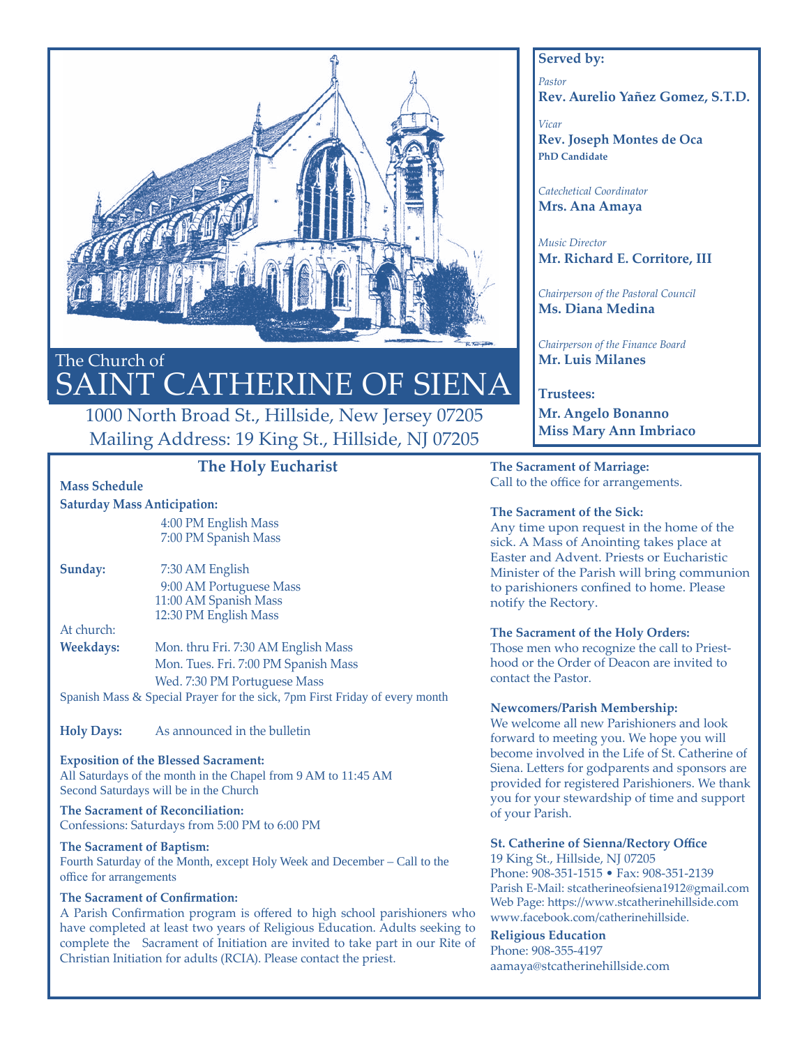# The Church of SAINT CATHERINE OF SIENA

1000 North Broad St., Hillside, New Jersey 07205
Mailing Address: 19 King St., Hillside, NJ 07205

**Served by:**

*Pastor*
**Rev. Aurelio Yañez Gomez, S.T.D.**

*Vicar*
**Rev. Joseph Montes de Oca**
**PhD Candidate**

*Catechetical Coordinator*
**Mrs. Ana Amaya**

*Music Director*
**Mr. Richard E. Corritore, III**

*Chairperson of the Pastoral Council*
**Ms. Diana Medina**

*Chairperson of the Finance Board*
**Mr. Luis Milanes**

**Trustees:**
**Mr. Angelo Bonanno**
**Miss Mary Ann Imbriaco**

## The Holy Eucharist

**Mass Schedule**

**Saturday Mass Anticipation:**
4:00 PM English Mass
7:00 PM Spanish Mass

**Sunday:**
7:30 AM English
9:00 AM Portuguese Mass
11:00 AM Spanish Mass
12:30 PM English Mass

At church:
**Weekdays:**
Mon. thru Fri. 7:30 AM English Mass
Mon. Tues. Fri. 7:00 PM Spanish Mass
Wed. 7:30 PM Portuguese Mass

Spanish Mass & Special Prayer for the sick, 7pm First Friday of every month

**Holy Days:** As announced in the bulletin

**Exposition of the Blessed Sacrament:**
All Saturdays of the month in the Chapel from 9 AM to 11:45 AM
Second Saturdays will be in the Church

**The Sacrament of Reconciliation:**
Confessions: Saturdays from 5:00 PM to 6:00 PM

**The Sacrament of Baptism:**
Fourth Saturday of the Month, except Holy Week and December – Call to the office for arrangements

**The Sacrament of Confirmation:**
A Parish Confirmation program is offered to high school parishioners who have completed at least two years of Religious Education. Adults seeking to complete the Sacrament of Initiation are invited to take part in our Rite of Christian Initiation for adults (RCIA). Please contact the priest.

**The Sacrament of Marriage:**
Call to the office for arrangements.

**The Sacrament of the Sick:**
Any time upon request in the home of the sick. A Mass of Anointing takes place at Easter and Advent. Priests or Eucharistic Minister of the Parish will bring communion to parishioners confined to home. Please notify the Rectory.

**The Sacrament of the Holy Orders:**
Those men who recognize the call to Priesthood or the Order of Deacon are invited to contact the Pastor.

**Newcomers/Parish Membership:**
We welcome all new Parishioners and look forward to meeting you. We hope you will become involved in the Life of St. Catherine of Siena. Letters for godparents and sponsors are provided for registered Parishioners. We thank you for your stewardship of time and support of your Parish.

**St. Catherine of Sienna/Rectory Office**
19 King St., Hillside, NJ 07205
Phone: 908-351-1515 • Fax: 908-351-2139
Parish E-Mail: stcatherineofsiena1912@gmail.com
Web Page: https://www.stcatherinehillside.com
www.facebook.com/catherinehillside.

**Religious Education**
Phone: 908-355-4197
aamaya@stcatherinehillside.com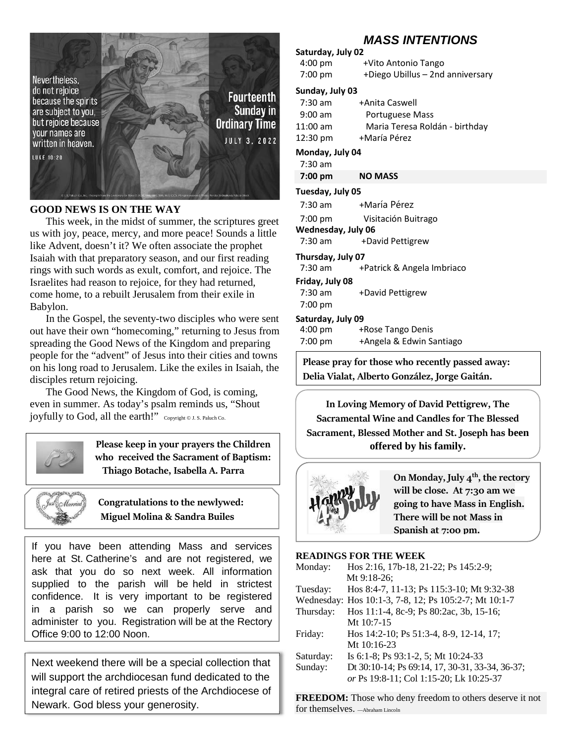Nevertheless, do not rejoice because the spirits are subject to you, but rejoice because your names are written in heaven.

LUKE 10:20

**Fourteenth Sunday in Ordinary Time**

JULY 3, 2022

## GOOD NEWS IS ON THE WAY

This week, in the midst of summer, the scriptures greet us with joy, peace, mercy, and more peace! Sounds a little like Advent, doesn't it? We often associate the prophet Isaiah with that preparatory season, and our first reading rings with such words as exult, comfort, and rejoice. The Israelites had reason to rejoice, for they had returned, come home, to a rebuilt Jerusalem from their exile in Babylon.

In the Gospel, the seventy-two disciples who were sent out have their own "homecoming," returning to Jesus from spreading the Good News of the Kingdom and preparing people for the "advent" of Jesus into their cities and towns on his long road to Jerusalem. Like the exiles in Isaiah, the disciples return rejoicing.

The Good News, the Kingdom of God, is coming, even in summer. As today's psalm reminds us, "Shout joyfully to God, all the earth!" Copyright © J. S. Paluch Co.

**Please keep in your prayers the Children who received the Sacrament of Baptism: Thiago Botache, Isabella A. Parra**

**Congratulations to the newlywed: Miguel Molina & Sandra Builes**

If you have been attending Mass and services here at St. Catherine's and are not registered, we ask that you do so next week. All information supplied to the parish will be held in strictest confidence. It is very important to be registered in a parish so we can properly serve and administer to you. Registration will be at the Rectory Office 9:00 to 12:00 Noon.

Next weekend there will be a special collection that will support the archdiocesan fund dedicated to the integral care of retired priests of the Archdiocese of Newark. God bless your generosity.

## *MASS INTENTIONS*

**Saturday, July 02**
- 4:00 pm +Vito Antonio Tango
- 7:00 pm +Diego Ubillus – 2nd anniversary

**Sunday, July 03**
- 7:30 am +Anita Caswell
- 9:00 am Portuguese Mass
- 11:00 am Maria Teresa Roldán - birthday
- 12:30 pm +María Pérez

**Monday, July 04**
- 7:30 am
- **7:00 pm NO MASS**

**Tuesday, July 05**
- 7:30 am +María Pérez
- 7:00 pm Visitación Buitrago

**Wednesday, July 06**
- 7:30 am +David Pettigrew

**Thursday, July 07**
- 7:30 am +Patrick & Angela Imbriaco

**Friday, July 08**
- 7:30 am +David Pettigrew
- 7:00 pm

**Saturday, July 09**
- 4:00 pm +Rose Tango Denis
- 7:00 pm +Angela & Edwin Santiago

**Please pray for those who recently passed away: Delia Vialat, Alberto González, Jorge Gaitán.**

**In Loving Memory of David Pettigrew, The Sacramental Wine and Candles for The Blessed Sacrament, Blessed Mother and St. Joseph has been offered by his family.**

**On Monday, July 4th, the rectory will be close. At 7:30 am we going to have Mass in English. There will be not Mass in Spanish at 7:00 pm.**

## READINGS FOR THE WEEK

| | |
|---|---|
| Monday: | Hos 2:16, 17b-18, 21-22; Ps 145:2-9; Mt 9:18-26; |
| Tuesday: | Hos 8:4-7, 11-13; Ps 115:3-10; Mt 9:32-38 |
| Wednesday: | Hos 10:1-3, 7-8, 12; Ps 105:2-7; Mt 10:1-7 |
| Thursday: | Hos 11:1-4, 8c-9; Ps 80:2ac, 3b, 15-16; Mt 10:7-15 |
| Friday: | Hos 14:2-10; Ps 51:3-4, 8-9, 12-14, 17; Mt 10:16-23 |
| Saturday: | Is 6:1-8; Ps 93:1-2, 5; Mt 10:24-33 |
| Sunday: | Dt 30:10-14; Ps 69:14, 17, 30-31, 33-34, 36-37; *or* Ps 19:8-11; Col 1:15-20; Lk 10:25-37 |

**FREEDOM:** Those who deny freedom to others deserve it not for themselves. —Abraham Lincoln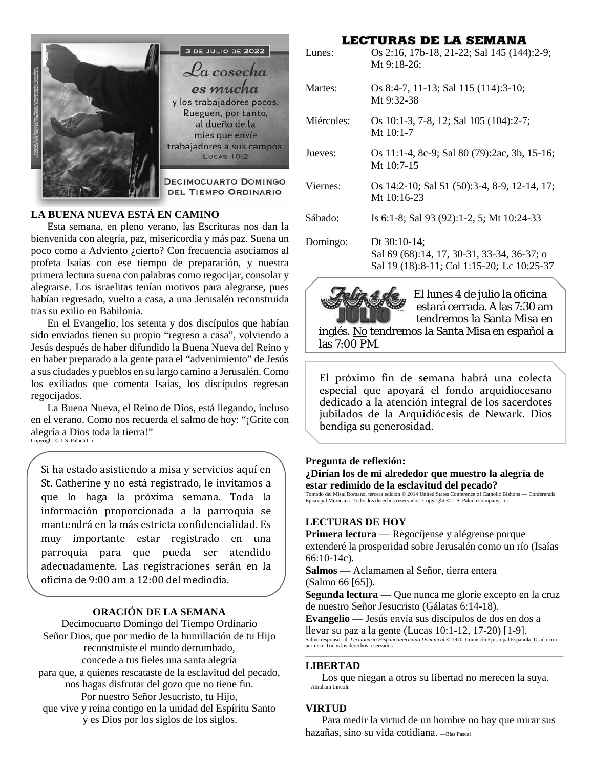3 DE JULIO DE 2022

*La cosecha es mucha* y los trabajadores pocos. Rueguen, por tanto, al dueño de la mies que envíe trabajadores a sus campos.
LUCAS 10:2

DECIMOCUARTO DOMINGO DEL TIEMPO ORDINARIO

**LA BUENA NUEVA ESTÁ EN CAMINO**

Esta semana, en pleno verano, las Escrituras nos dan la bienvenida con alegría, paz, misericordia y más paz. Suena un poco como a Adviento ¿cierto? Con frecuencia asociamos al profeta Isaías con ese tiempo de preparación, y nuestra primera lectura suena con palabras como regocijar, consolar y alegrarse. Los israelitas tenían motivos para alegrarse, pues habían regresado, vuelto a casa, a una Jerusalén reconstruida tras su exilio en Babilonia.

En el Evangelio, los setenta y dos discípulos que habían sido enviados tienen su propio "regreso a casa", volviendo a Jesús después de haber difundido la Buena Nueva del Reino y en haber preparado a la gente para el "advenimiento" de Jesús a sus ciudades y pueblos en su largo camino a Jerusalén. Como los exiliados que comenta Isaías, los discípulos regresan regocijados.

La Buena Nueva, el Reino de Dios, está llegando, incluso en el verano. Como nos recuerda el salmo de hoy: "¡Grite con alegría a Dios toda la tierra!"

Copyright © J. S. Paluch Co.

Si ha estado asistiendo a misa y servicios aquí en St. Catherine y no está registrado, le invitamos a que lo haga la próxima semana. Toda la información proporcionada a la parroquia se mantendrá en la más estricta confidencialidad. Es muy importante estar registrado en una parroquia para que pueda ser atendido adecuadamente. Las registraciones serán en la oficina de 9:00 am a 12:00 del mediodía.

**ORACIÓN DE LA SEMANA**

Decimocuarto Domingo del Tiempo Ordinario
Señor Dios, que por medio de la humillación de tu Hijo reconstruiste el mundo derrumbado,
concede a tus fieles una santa alegría
para que, a quienes rescataste de la esclavitud del pecado,
nos hagas disfrutar del gozo que no tiene fin.
Por nuestro Señor Jesucristo, tu Hijo,
que vive y reina contigo en la unidad del Espíritu Santo
y es Dios por los siglos de los siglos.

## LECTURAS DE LA SEMANA

| | |
|---|---|
| Lunes: | Os 2:16, 17b-18, 21-22; Sal 145 (144):2-9; Mt 9:18-26; |
| Martes: | Os 8:4-7, 11-13; Sal 115 (114):3-10; Mt 9:32-38 |
| Miércoles: | Os 10:1-3, 7-8, 12; Sal 105 (104):2-7; Mt 10:1-7 |
| Jueves: | Os 11:1-4, 8c-9; Sal 80 (79):2ac, 3b, 15-16; Mt 10:7-15 |
| Viernes: | Os 14:2-10; Sal 51 (50):3-4, 8-9, 12-14, 17; Mt 10:16-23 |
| Sábado: | Is 6:1-8; Sal 93 (92):1-2, 5; Mt 10:24-33 |
| Domingo: | Dt 30:10-14; Sal 69 (68):14, 17, 30-31, 33-34, 36-37; o Sal 19 (18):8-11; Col 1:15-20; Lc 10:25-37 |

Feliz 4 de JULIO

El lunes 4 de julio la oficina estará cerrada. A las 7:30 am tendremos la Santa Misa en inglés. No tendremos la Santa Misa en español a las 7:00 PM.

El próximo fin de semana habrá una colecta especial que apoyará el fondo arquidiocesano dedicado a la atención integral de los sacerdotes jubilados de la Arquidiócesis de Newark. Dios bendiga su generosidad.

**Pregunta de reflexión:**
**¿Dirían los de mi alrededor que muestro la alegría de estar redimido de la esclavitud del pecado?**

Tomado del Misal Romano, tercera edición © 2014 United States Conference of Catholic Bishops — Conferencia Episcopal Mexicana. Todos los derechos reservados. Copyright © J. S. Paluch Company, Inc.

**LECTURAS DE HOY**

**Primera lectura** — Regocíjense y alégrense porque extenderé la prosperidad sobre Jerusalén como un río (Isaías 66:10-14c).
**Salmos** — Aclamamen al Señor, tierra entera (Salmo 66 [65]).
**Segunda lectura** — Que nunca me gloríe excepto en la cruz de nuestro Señor Jesucristo (Gálatas 6:14-18).
**Evangelio** — Jesús envía sus discípulos de dos en dos a llevar su paz a la gente (Lucas 10:1-12, 17-20) [1-9].

Salmo responsorial: *Leccionario Hispanoamericano Dominical* © 1970, Comisión Episcopal Española. Usado con permiso. Todos los derechos reservados.

**LIBERTAD**

Los que niegan a otros su libertad no merecen la suya.
—Abraham Lincoln

**VIRTUD**

Para medir la virtud de un hombre no hay que mirar sus hazañas, sino su vida cotidiana. —Blas Pascal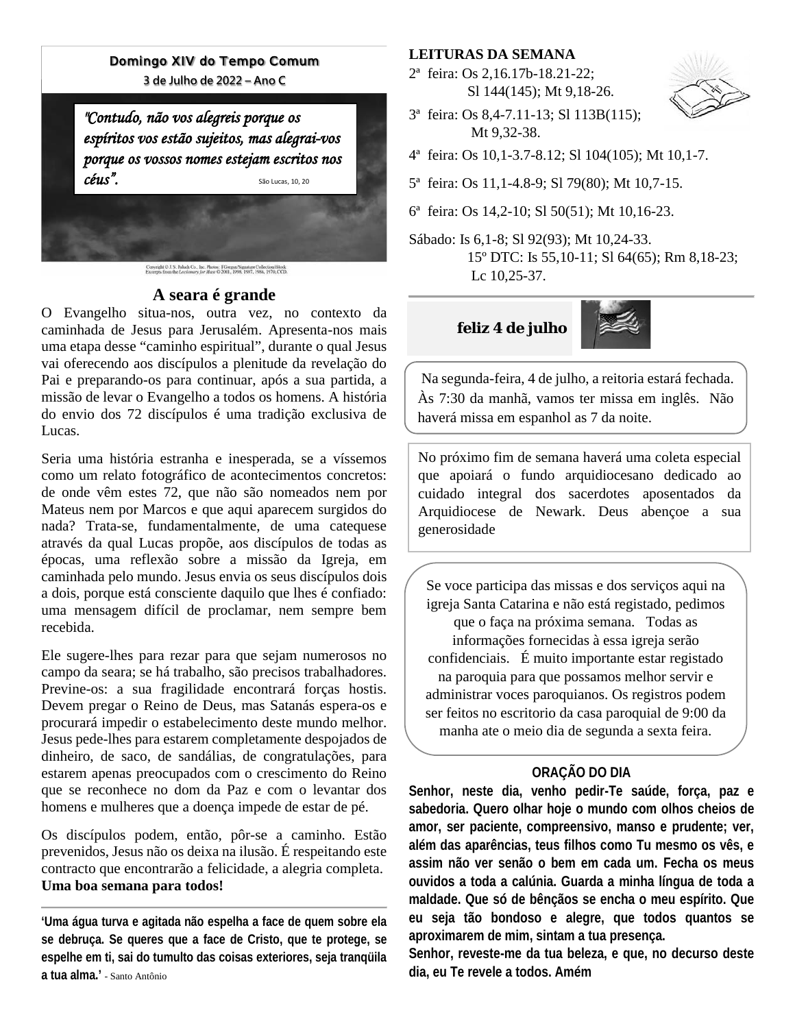**Domingo XIV do Tempo Comum**

**3 de Julho de 2022 – Ano C**

*"Contudo, não vos alegreis porque os espíritos vos estão sujeitos, mas alegrai-vos porque os vossos nomes estejam escritos nos céus".* São Lucas, 10, 20

Copyright © J. S. Paluch Co., Inc. Photos: FGregan/Signature Collection/iStock. Excerpts from the Lectionary for Mass © 2001, 1998, 1997, 1986, 1970, CCD.

## A seara é grande

O Evangelho situa-nos, outra vez, no contexto da caminhada de Jesus para Jerusalém. Apresenta-nos mais uma etapa desse "caminho espiritual", durante o qual Jesus vai oferecendo aos discípulos a plenitude da revelação do Pai e preparando-os para continuar, após a sua partida, a missão de levar o Evangelho a todos os homens. A história do envio dos 72 discípulos é uma tradição exclusiva de Lucas.

Seria uma história estranha e inesperada, se a víssemos como um relato fotográfico de acontecimentos concretos: de onde vêm estes 72, que não são nomeados nem por Mateus nem por Marcos e que aqui aparecem surgidos do nada? Trata-se, fundamentalmente, de uma catequese através da qual Lucas propõe, aos discípulos de todas as épocas, uma reflexão sobre a missão da Igreja, em caminhada pelo mundo. Jesus envia os seus discípulos dois a dois, porque está consciente daquilo que lhes é confiado: uma mensagem difícil de proclamar, nem sempre bem recebida.

Ele sugere-lhes para rezar para que sejam numerosos no campo da seara; se há trabalho, são precisos trabalhadores. Previne-os: a sua fragilidade encontrará forças hostis. Devem pregar o Reino de Deus, mas Satanás espera-os e procurará impedir o estabelecimento deste mundo melhor. Jesus pede-lhes para estarem completamente despojados de dinheiro, de saco, de sandálias, de congratulações, para estarem apenas preocupados com o crescimento do Reino que se reconhece no dom da Paz e com o levantar dos homens e mulheres que a doença impede de estar de pé.

Os discípulos podem, então, pôr-se a caminho. Estão prevenidos, Jesus não os deixa na ilusão. É respeitando este contracto que encontrarão a felicidade, a alegria completa. **Uma boa semana para todos!**

---

**'Uma água turva e agitada não espelha a face de quem sobre ela se debruça. Se queres que a face de Cristo, que te protege, se espelhe em ti, sai do tumulto das coisas exteriores, seja tranqüila a tua alma.'** - Santo Antônio

**LEITURAS DA SEMANA**

2ª feira: Os 2,16.17b-18.21-22; Sl 144(145); Mt 9,18-26.

3ª feira: Os 8,4-7.11-13; Sl 113B(115); Mt 9,32-38.

4ª feira: Os 10,1-3.7-8.12; Sl 104(105); Mt 10,1-7.

5ª feira: Os 11,1-4.8-9; Sl 79(80); Mt 10,7-15.

6ª feira: Os 14,2-10; Sl 50(51); Mt 10,16-23.

Sábado: Is 6,1-8; Sl 92(93); Mt 10,24-33.
15º DTC: Is 55,10-11; Sl 64(65); Rm 8,18-23; Lc 10,25-37.

---

**feliz 4 de julho**

Na segunda-feira, 4 de julho, a reitoria estará fechada. Às 7:30 da manhã, vamos ter missa em inglês. Não haverá missa em espanhol as 7 da noite.

No próximo fim de semana haverá uma coleta especial que apoiará o fundo arquidiocesano dedicado ao cuidado integral dos sacerdotes aposentados da Arquidiocese de Newark. Deus abençoe a sua generosidade

Se voce participa das missas e dos serviços aqui na igreja Santa Catarina e não está registado, pedimos que o faça na próxima semana. Todas as informações fornecidas à essa igreja serão confidenciais. É muito importante estar registado na paroquia para que possamos melhor servir e administrar voces paroquianos. Os registros podem ser feitos no escritorio da casa paroquial de 9:00 da manha ate o meio dia de segunda a sexta feira.

**ORAÇÃO DO DIA**

**Senhor, neste dia, venho pedir-Te saúde, força, paz e sabedoria. Quero olhar hoje o mundo com olhos cheios de amor, ser paciente, compreensivo, manso e prudente; ver, além das aparências, teus filhos como Tu mesmo os vês, e assim não ver senão o bem em cada um. Fecha os meus ouvidos a toda a calúnia. Guarda a minha língua de toda a maldade. Que só de bênçãos se encha o meu espírito. Que eu seja tão bondoso e alegre, que todos quantos se aproximarem de mim, sintam a tua presença.**

**Senhor, reveste-me da tua beleza, e que, no decurso deste dia, eu Te revele a todos. Amém**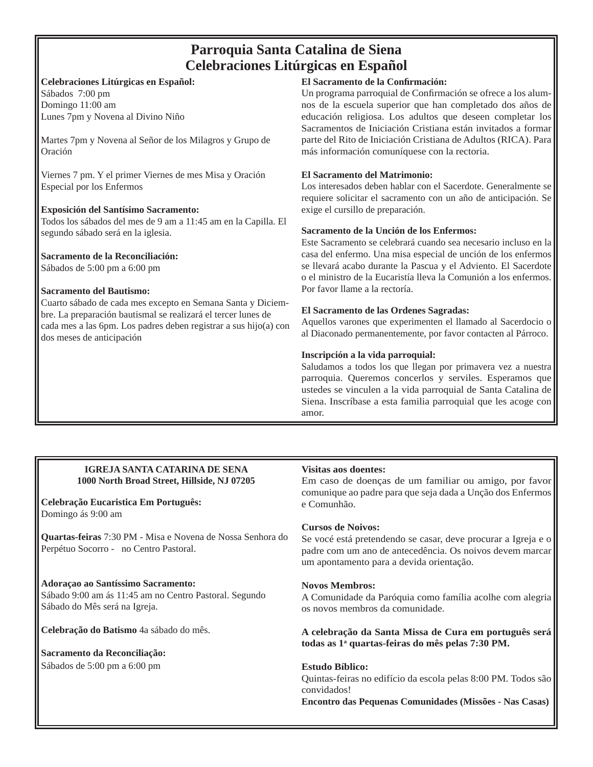## Parroquia Santa Catalina de Siena
## Celebraciones Litúrgicas en Español

**Celebraciones Litúrgicas en Español:**
Sábados 7:00 pm
Domingo 11:00 am
Lunes 7pm y Novena al Divino Niño

Martes 7pm y Novena al Señor de los Milagros y Grupo de Oración

Viernes 7 pm. Y el primer Viernes de mes Misa y Oración Especial por los Enfermos

**Exposición del Santísimo Sacramento:**
Todos los sábados del mes de 9 am a 11:45 am en la Capilla. El segundo sábado será en la iglesia.

**Sacramento de la Reconciliación:**
Sábados de 5:00 pm a 6:00 pm

**Sacramento del Bautismo:**
Cuarto sábado de cada mes excepto en Semana Santa y Diciembre. La preparación bautismal se realizará el tercer lunes de cada mes a las 6pm. Los padres deben registrar a sus hijo(a) con dos meses de anticipación

**El Sacramento de la Confirmación:**
Un programa parroquial de Confirmación se ofrece a los alumnos de la escuela superior que han completado dos años de educación religiosa. Los adultos que deseen completar los Sacramentos de Iniciación Cristiana están invitados a formar parte del Rito de Iniciación Cristiana de Adultos (RICA). Para más información comuníquese con la rectoria.

**El Sacramento del Matrimonio:**
Los interesados deben hablar con el Sacerdote. Generalmente se requiere solicitar el sacramento con un año de anticipación. Se exige el cursillo de preparación.

**Sacramento de la Unción de los Enfermos:**
Este Sacramento se celebrará cuando sea necesario incluso en la casa del enfermo. Una misa especial de unción de los enfermos se llevará acabo durante la Pascua y el Adviento. El Sacerdote o el ministro de la Eucaristía lleva la Comunión a los enfermos. Por favor llame a la rectoría.

**El Sacramento de las Ordenes Sagradas:**
Aquellos varones que experimenten el llamado al Sacerdocio o al Diaconado permanentemente, por favor contacten al Párroco.

**Inscripción a la vida parroquial:**
Saludamos a todos los que llegan por primavera vez a nuestra parroquia. Queremos concerlos y serviles. Esperamos que ustedes se vinculen a la vida parroquial de Santa Catalina de Siena. Inscríbase a esta familia parroquial que les acoge con amor.

---

**IGREJA SANTA CATARINA DE SENA**
**1000 North Broad Street, Hillside, NJ 07205**

**Celebração Eucaristica Em Português:**
Domingo ás 9:00 am

**Quartas-feiras** 7:30 PM - Misa e Novena de Nossa Senhora do Perpétuo Socorro - no Centro Pastoral.

**Adoraçao ao Santíssimo Sacramento:**
Sábado 9:00 am ás 11:45 am no Centro Pastoral. Segundo Sábado do Mês será na Igreja.

**Celebração do Batismo** 4a sábado do mês.

**Sacramento da Reconciliação:**
Sábados de 5:00 pm a 6:00 pm

**Visitas aos doentes:**
Em caso de doenças de um familiar ou amigo, por favor comunique ao padre para que seja dada a Unção dos Enfermos e Comunhão.

**Cursos de Noivos:**
Se você está pretendendo se casar, deve procurar a Igreja e o padre com um ano de antecedência. Os noivos devem marcar um apontamento para a devida orientação.

**Novos Membros:**
A Comunidade da Paróquia como família acolhe com alegria os novos membros da comunidade.

**A celebração da Santa Missa de Cura em português será todas as 1ª quartas-feiras do mês pelas 7:30 PM.**

**Estudo Bíblico:**
Quintas-feiras no edifício da escola pelas 8:00 PM. Todos são convidados!
**Encontro das Pequenas Comunidades (Missões - Nas Casas)**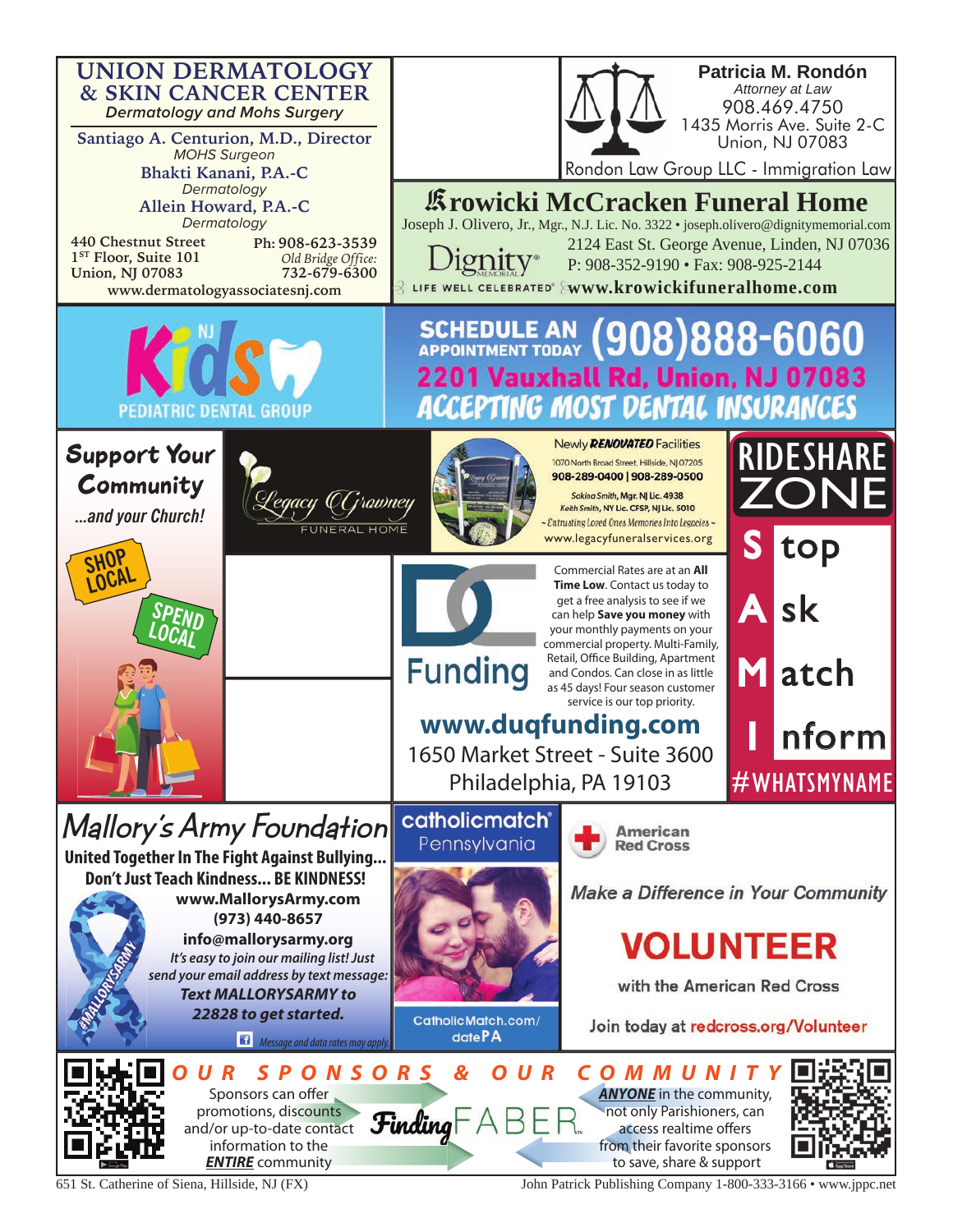## UNION DERMATOLOGY & SKIN CANCER CENTER

*Dermatology and Mohs Surgery*

Santiago A. Centurion, M.D., Director
*MOHS Surgeon*
Bhakti Kanani, P.A.-C
*Dermatology*
Allein Howard, P.A.-C
*Dermatology*

440 Chestnut Street
1ST Floor, Suite 101
Union, NJ 07083

Ph: 908-623-3539
*Old Bridge Office:*
732-679-6300

www.dermatologyassociatesnj.com

---

**Patricia M. Rondón**
*Attorney at Law*
908.469.4750
1435 Morris Ave. Suite 2-C
Union, NJ 07083

Rondon Law Group LLC - Immigration Law

---

## Krowicki McCracken Funeral Home

Joseph J. Olivero, Jr., Mgr., N.J. Lic. No. 3322 • joseph.olivero@dignitymemorial.com

Dignity MEMORIAL
LIFE WELL CELEBRATED®

2124 East St. George Avenue, Linden, NJ 07036
P: 908-352-9190 • Fax: 908-925-2144
**www.krowickifuneralhome.com**

---

## NJ Kids PEDIATRIC DENTAL GROUP

SCHEDULE AN APPOINTMENT TODAY **(908)888-6060**
**2201 Vauxhall Rd, Union, NJ 07083**
ACCEPTING MOST DENTAL INSURANCES

---

**Support Your Community**
*...and your Church!*

SHOP LOCAL
SPEND LOCAL

---

Legacy Grawney FUNERAL HOME

Newly ***RENOVATED*** Facilities
1070 North Broad Street, Hillside, NJ 07205
**908-289-0400 | 908-289-0500**
*Sakina Smith, Mgr. NJ Lic. 4938*
*Keith Smith, NY Lic. CFSP, NJ Lic. 5010*
*~ Entrusting Loved Ones Memories Into Legacies ~*
www.legacyfuneralservices.org

---

**RIDESHARE ZONE**

**S** top
**A** sk
**M** atch
**I** nform

#WHATSMYNAME

---

DQ Funding

Commercial Rates are at an **All Time Low**. Contact us today to get a free analysis to see if we can help **Save you money** with your monthly payments on your commercial property. Multi-Family, Retail, Office Building, Apartment and Condos. Can close in as little as 45 days! Four season customer service is our top priority.

**www.duqfunding.com**
1650 Market Street - Suite 3600
Philadelphia, PA 19103

---

## Mallory's Army Foundation

**United Together In The Fight Against Bullying...**
**Don't Just Teach Kindness... BE KINDNESS!**
**www.MallorysArmy.com**
**(973) 440-8657**
**info@mallorysarmy.org**
***It's easy to join our mailing list! Just send your email address by text message:***
***Text MALLORYSARMY to 22828 to get started.***

*Message and data rates may apply.*

---

catholicmatch® Pennsylvania

CatholicMatch.com/datePA

---

American Red Cross

*Make a Difference in Your Community*

**VOLUNTEER**

with the American Red Cross

Join today at redcross.org/Volunteer

---

## OUR SPONSORS & OUR COMMUNITY

Sponsors can offer promotions, discounts and/or up-to-date contact information to the ***ENTIRE*** community

Finding FABER

***ANYONE*** in the community, not only Parishioners, can access realtime offers from their favorite sponsors to save, share & support

651 St. Catherine of Siena, Hillside, NJ (FX)

John Patrick Publishing Company 1-800-333-3166 • www.jppc.net